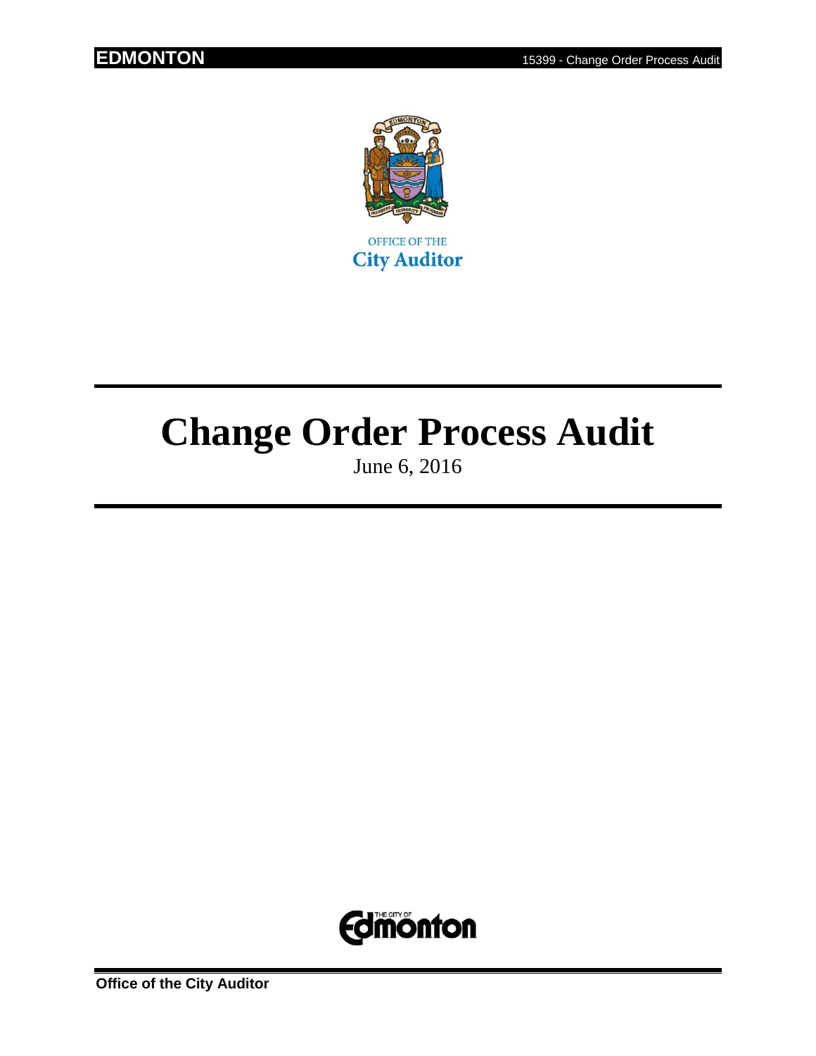OFFICE OF THE
**City Auditor**

# Change Order Process Audit

June 6, 2016

**Office of the City Auditor**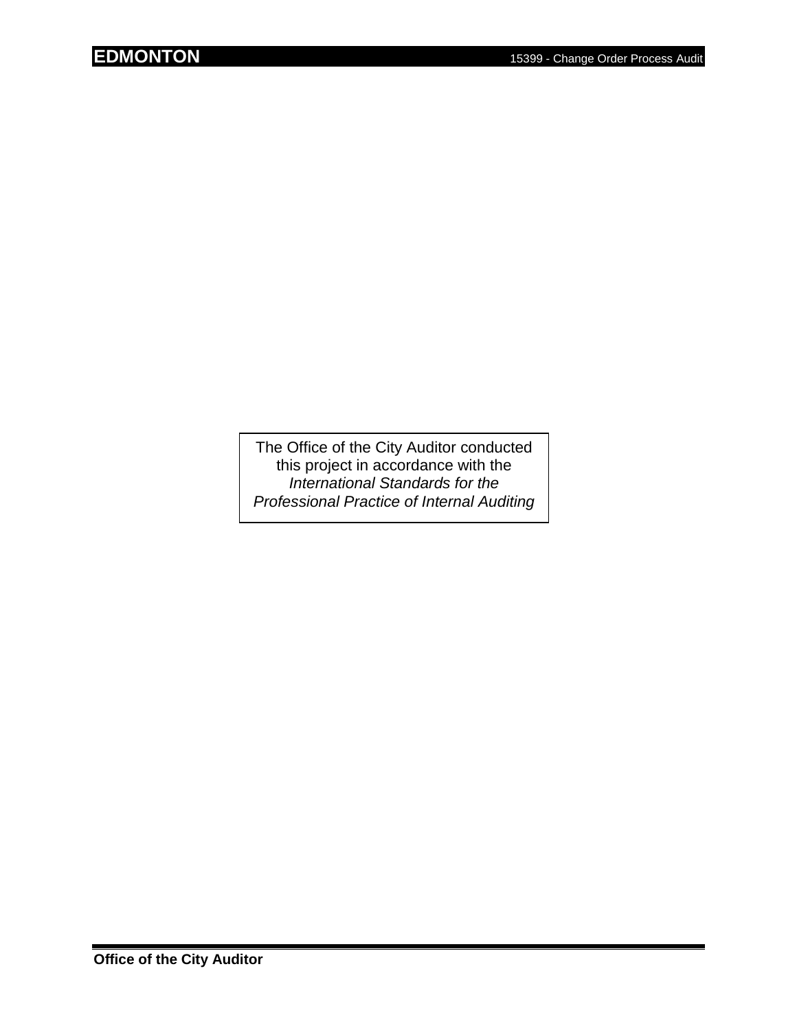The Office of the City Auditor conducted this project in accordance with the *International Standards for the Professional Practice of Internal Auditing*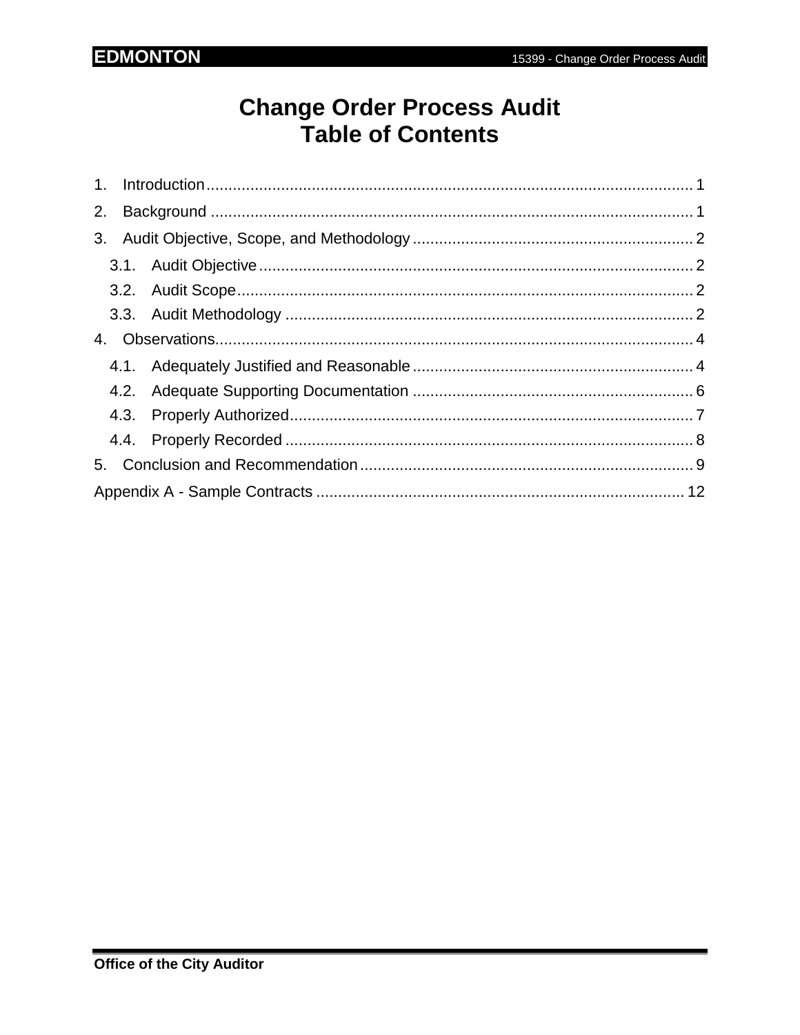# Change Order Process Audit
# Table of Contents

1. Introduction .......... 1
2. Background .......... 1
3. Audit Objective, Scope, and Methodology .......... 2
   - 3.1. Audit Objective .......... 2
   - 3.2. Audit Scope .......... 2
   - 3.3. Audit Methodology .......... 2
4. Observations .......... 4
   - 4.1. Adequately Justified and Reasonable .......... 4
   - 4.2. Adequate Supporting Documentation .......... 6
   - 4.3. Properly Authorized .......... 7
   - 4.4. Properly Recorded .......... 8
5. Conclusion and Recommendation .......... 9

Appendix A - Sample Contracts .......... 12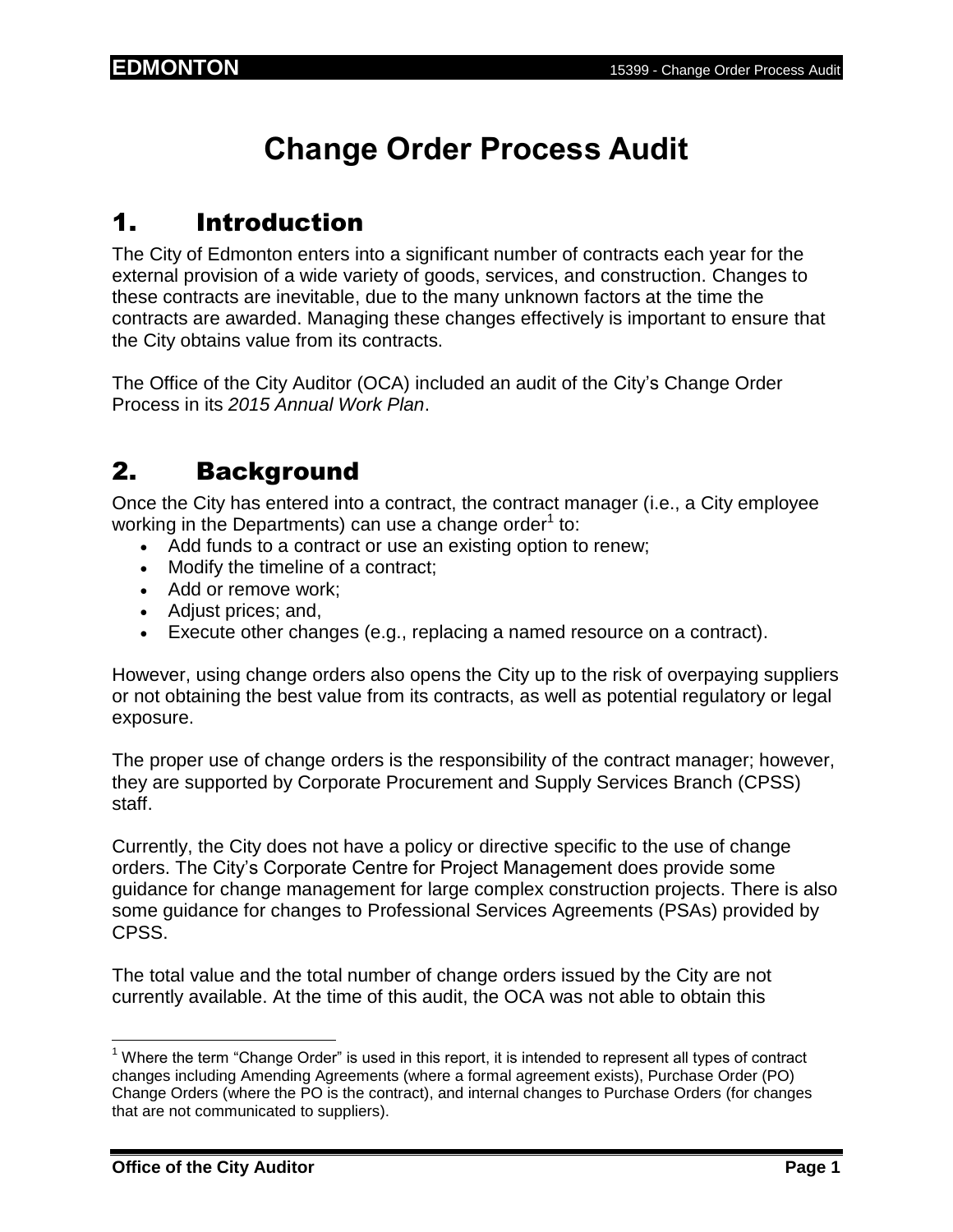# Change Order Process Audit

## 1. Introduction

The City of Edmonton enters into a significant number of contracts each year for the external provision of a wide variety of goods, services, and construction. Changes to these contracts are inevitable, due to the many unknown factors at the time the contracts are awarded. Managing these changes effectively is important to ensure that the City obtains value from its contracts.

The Office of the City Auditor (OCA) included an audit of the City's Change Order Process in its *2015 Annual Work Plan*.

## 2. Background

Once the City has entered into a contract, the contract manager (i.e., a City employee working in the Departments) can use a change order[1] to:

- Add funds to a contract or use an existing option to renew;
- Modify the timeline of a contract;
- Add or remove work;
- Adjust prices; and,
- Execute other changes (e.g., replacing a named resource on a contract).

However, using change orders also opens the City up to the risk of overpaying suppliers or not obtaining the best value from its contracts, as well as potential regulatory or legal exposure.

The proper use of change orders is the responsibility of the contract manager; however, they are supported by Corporate Procurement and Supply Services Branch (CPSS) staff.

Currently, the City does not have a policy or directive specific to the use of change orders. The City's Corporate Centre for Project Management does provide some guidance for change management for large complex construction projects. There is also some guidance for changes to Professional Services Agreements (PSAs) provided by CPSS.

The total value and the total number of change orders issued by the City are not currently available. At the time of this audit, the OCA was not able to obtain this

[1] Where the term "Change Order" is used in this report, it is intended to represent all types of contract changes including Amending Agreements (where a formal agreement exists), Purchase Order (PO) Change Orders (where the PO is the contract), and internal changes to Purchase Orders (for changes that are not communicated to suppliers).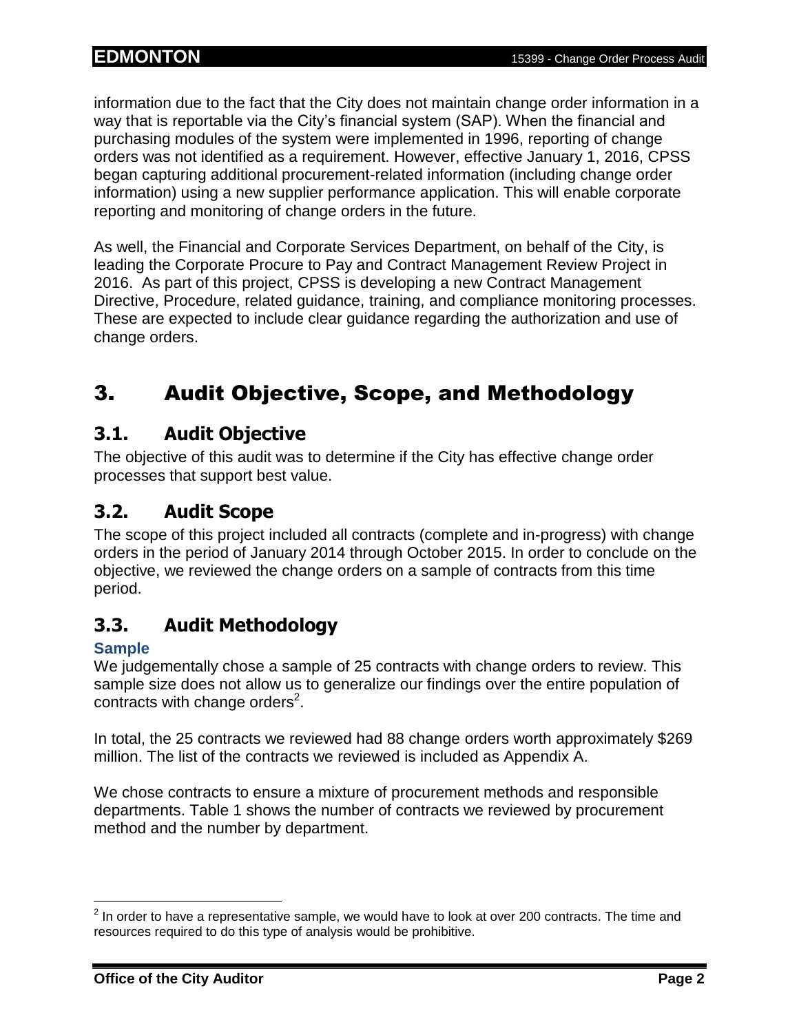information due to the fact that the City does not maintain change order information in a way that is reportable via the City's financial system (SAP). When the financial and purchasing modules of the system were implemented in 1996, reporting of change orders was not identified as a requirement. However, effective January 1, 2016, CPSS began capturing additional procurement-related information (including change order information) using a new supplier performance application. This will enable corporate reporting and monitoring of change orders in the future.

As well, the Financial and Corporate Services Department, on behalf of the City, is leading the Corporate Procure to Pay and Contract Management Review Project in 2016. As part of this project, CPSS is developing a new Contract Management Directive, Procedure, related guidance, training, and compliance monitoring processes. These are expected to include clear guidance regarding the authorization and use of change orders.

# 3. Audit Objective, Scope, and Methodology

## 3.1. Audit Objective

The objective of this audit was to determine if the City has effective change order processes that support best value.

## 3.2. Audit Scope

The scope of this project included all contracts (complete and in-progress) with change orders in the period of January 2014 through October 2015. In order to conclude on the objective, we reviewed the change orders on a sample of contracts from this time period.

## 3.3. Audit Methodology

### Sample

We judgementally chose a sample of 25 contracts with change orders to review. This sample size does not allow us to generalize our findings over the entire population of contracts with change orders[2].

In total, the 25 contracts we reviewed had 88 change orders worth approximately $269 million. The list of the contracts we reviewed is included as Appendix A.

We chose contracts to ensure a mixture of procurement methods and responsible departments. Table 1 shows the number of contracts we reviewed by procurement method and the number by department.

[2] In order to have a representative sample, we would have to look at over 200 contracts. The time and resources required to do this type of analysis would be prohibitive.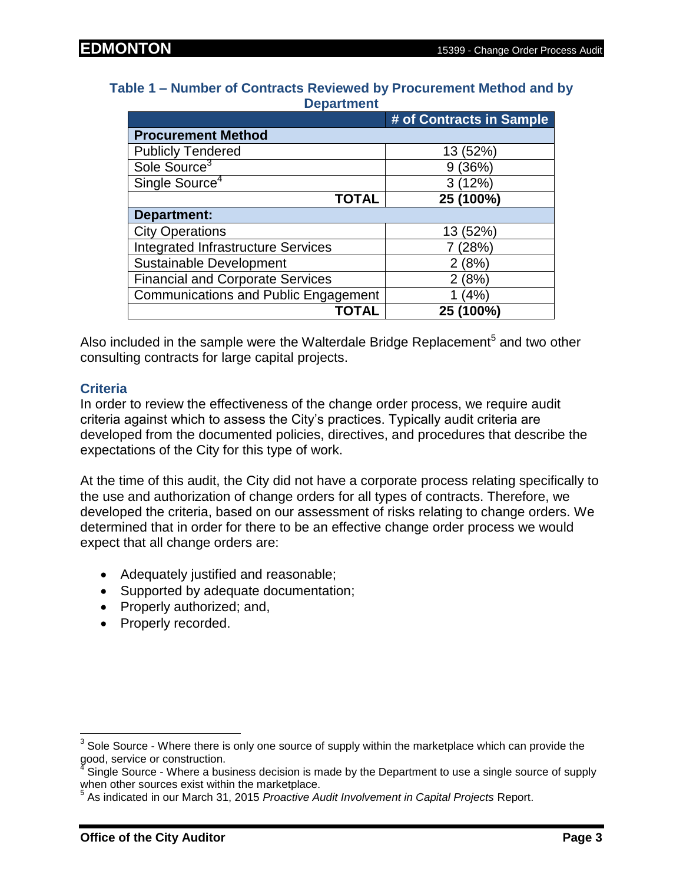**Table 1 – Number of Contracts Reviewed by Procurement Method and by Department**

| | # of Contracts in Sample |
|---|---|
| **Procurement Method** | |
| Publicly Tendered | 13 (52%) |
| Sole Source[3] | 9 (36%) |
| Single Source[4] | 3 (12%) |
| **TOTAL** | **25 (100%)** |
| **Department:** | |
| City Operations | 13 (52%) |
| Integrated Infrastructure Services | 7 (28%) |
| Sustainable Development | 2 (8%) |
| Financial and Corporate Services | 2 (8%) |
| Communications and Public Engagement | 1 (4%) |
| **TOTAL** | **25 (100%)** |

Also included in the sample were the Walterdale Bridge Replacement[5] and two other consulting contracts for large capital projects.

### Criteria

In order to review the effectiveness of the change order process, we require audit criteria against which to assess the City's practices. Typically audit criteria are developed from the documented policies, directives, and procedures that describe the expectations of the City for this type of work.

At the time of this audit, the City did not have a corporate process relating specifically to the use and authorization of change orders for all types of contracts. Therefore, we developed the criteria, based on our assessment of risks relating to change orders. We determined that in order for there to be an effective change order process we would expect that all change orders are:

- Adequately justified and reasonable;
- Supported by adequate documentation;
- Properly authorized; and,
- Properly recorded.

---

[3] Sole Source - Where there is only one source of supply within the marketplace which can provide the good, service or construction.

[4] Single Source - Where a business decision is made by the Department to use a single source of supply when other sources exist within the marketplace.

[5] As indicated in our March 31, 2015 *Proactive Audit Involvement in Capital Projects* Report.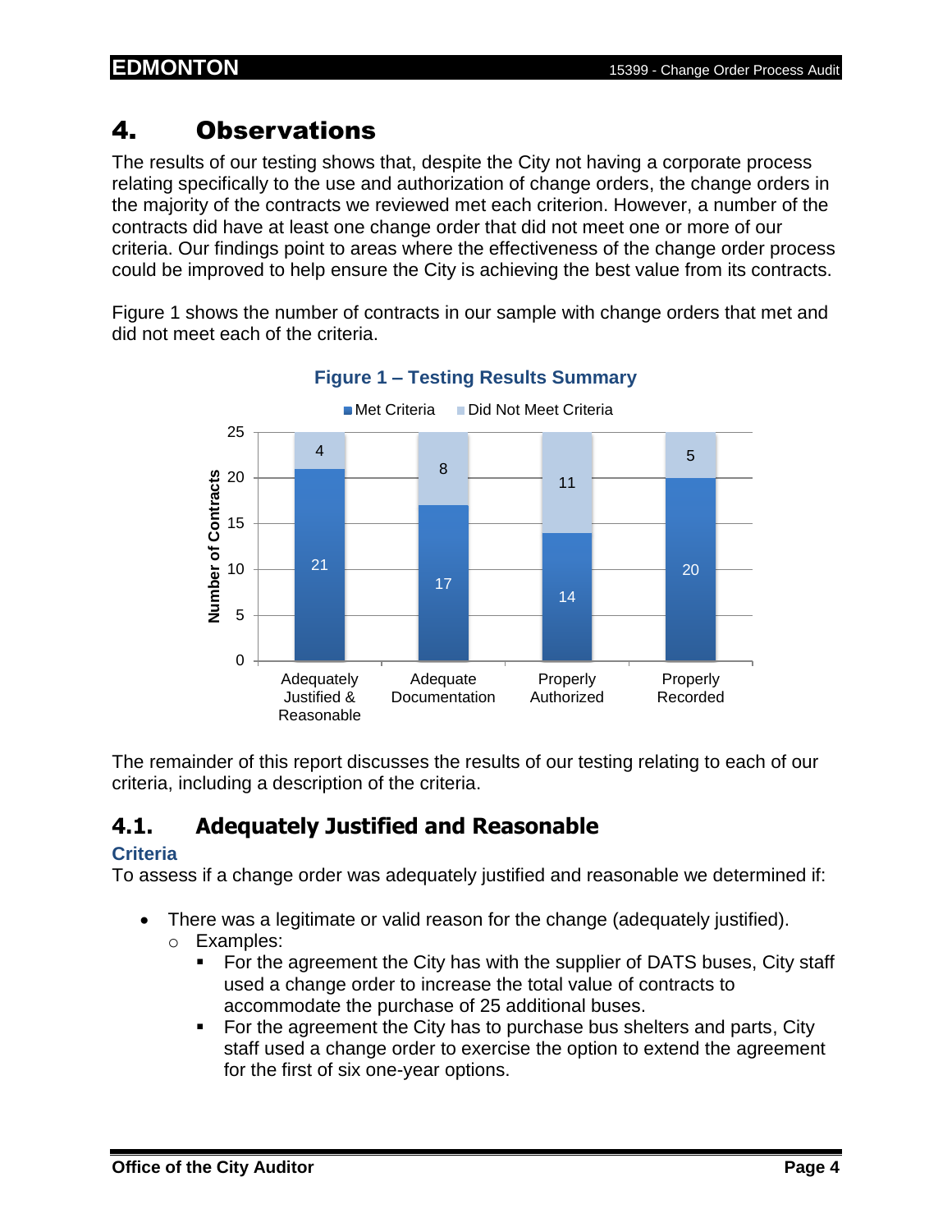# 4. Observations

The results of our testing shows that, despite the City not having a corporate process relating specifically to the use and authorization of change orders, the change orders in the majority of the contracts we reviewed met each criterion. However, a number of the contracts did have at least one change order that did not meet one or more of our criteria. Our findings point to areas where the effectiveness of the change order process could be improved to help ensure the City is achieving the best value from its contracts.

Figure 1 shows the number of contracts in our sample with change orders that met and did not meet each of the criteria.

**Figure 1 – Testing Results Summary**

| Criteria | Met Criteria | Did Not Meet Criteria |
|---|---|---|
| Adequately Justified & Reasonable | 21 | 4 |
| Adequate Documentation | 17 | 8 |
| Properly Authorized | 14 | 11 |
| Properly Recorded | 20 | 5 |

The remainder of this report discusses the results of our testing relating to each of our criteria, including a description of the criteria.

## 4.1. Adequately Justified and Reasonable

### Criteria

To assess if a change order was adequately justified and reasonable we determined if:

- There was a legitimate or valid reason for the change (adequately justified).
  - Examples:
    - For the agreement the City has with the supplier of DATS buses, City staff used a change order to increase the total value of contracts to accommodate the purchase of 25 additional buses.
    - For the agreement the City has to purchase bus shelters and parts, City staff used a change order to exercise the option to extend the agreement for the first of six one-year options.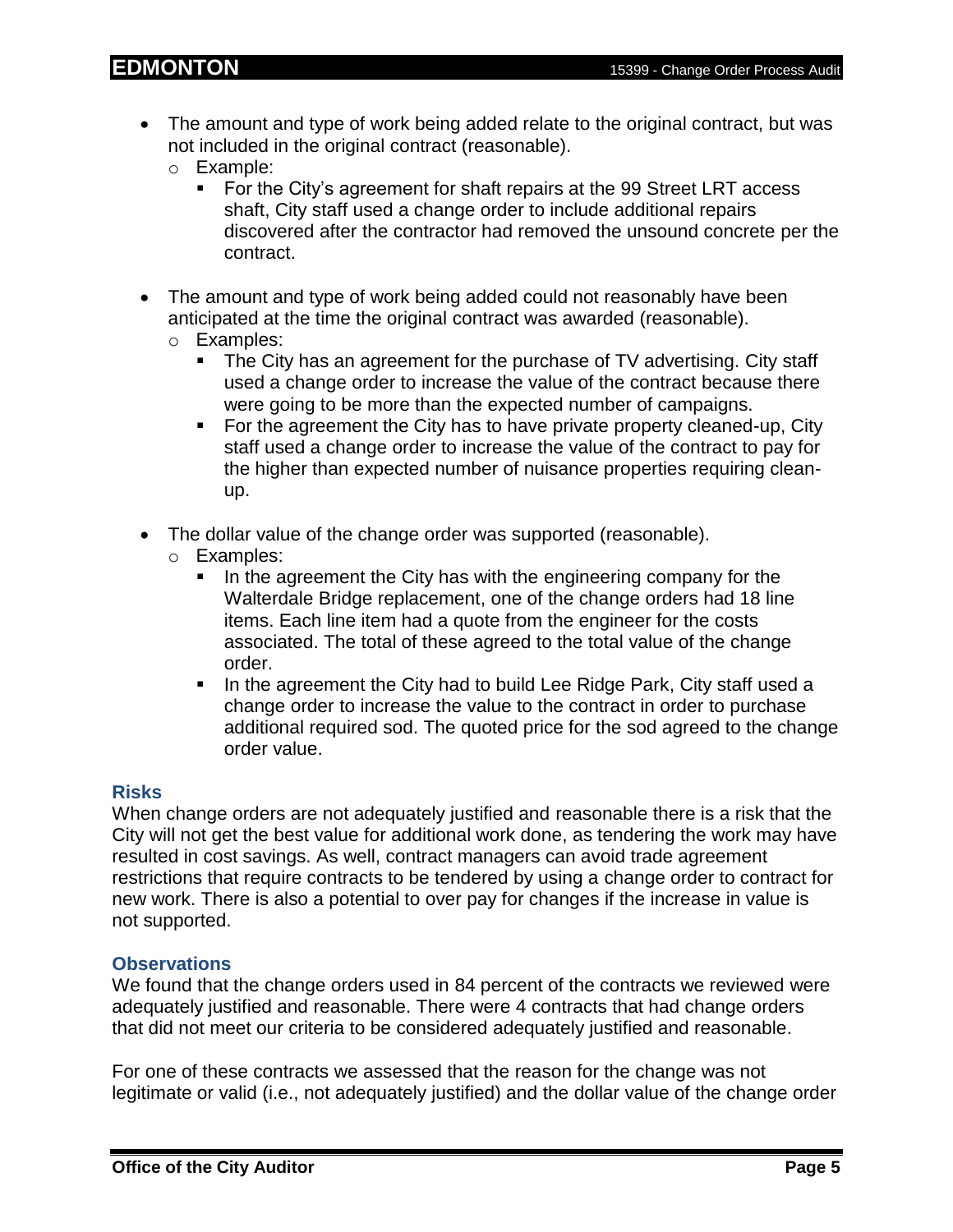- The amount and type of work being added relate to the original contract, but was not included in the original contract (reasonable).
  - Example:
    - For the City's agreement for shaft repairs at the 99 Street LRT access shaft, City staff used a change order to include additional repairs discovered after the contractor had removed the unsound concrete per the contract.
- The amount and type of work being added could not reasonably have been anticipated at the time the original contract was awarded (reasonable).
  - Examples:
    - The City has an agreement for the purchase of TV advertising. City staff used a change order to increase the value of the contract because there were going to be more than the expected number of campaigns.
    - For the agreement the City has to have private property cleaned-up, City staff used a change order to increase the value of the contract to pay for the higher than expected number of nuisance properties requiring clean-up.
- The dollar value of the change order was supported (reasonable).
  - Examples:
    - In the agreement the City has with the engineering company for the Walterdale Bridge replacement, one of the change orders had 18 line items. Each line item had a quote from the engineer for the costs associated. The total of these agreed to the total value of the change order.
    - In the agreement the City had to build Lee Ridge Park, City staff used a change order to increase the value to the contract in order to purchase additional required sod. The quoted price for the sod agreed to the change order value.

### Risks

When change orders are not adequately justified and reasonable there is a risk that the City will not get the best value for additional work done, as tendering the work may have resulted in cost savings. As well, contract managers can avoid trade agreement restrictions that require contracts to be tendered by using a change order to contract for new work. There is also a potential to over pay for changes if the increase in value is not supported.

### Observations

We found that the change orders used in 84 percent of the contracts we reviewed were adequately justified and reasonable. There were 4 contracts that had change orders that did not meet our criteria to be considered adequately justified and reasonable.

For one of these contracts we assessed that the reason for the change was not legitimate or valid (i.e., not adequately justified) and the dollar value of the change order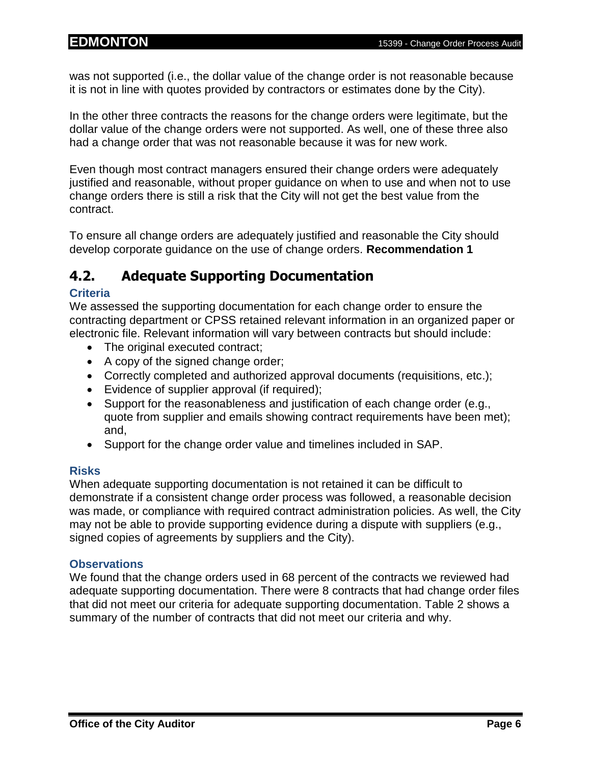was not supported (i.e., the dollar value of the change order is not reasonable because it is not in line with quotes provided by contractors or estimates done by the City).

In the other three contracts the reasons for the change orders were legitimate, but the dollar value of the change orders were not supported. As well, one of these three also had a change order that was not reasonable because it was for new work.

Even though most contract managers ensured their change orders were adequately justified and reasonable, without proper guidance on when to use and when not to use change orders there is still a risk that the City will not get the best value from the contract.

To ensure all change orders are adequately justified and reasonable the City should develop corporate guidance on the use of change orders. **Recommendation 1**

## 4.2. Adequate Supporting Documentation

### Criteria

We assessed the supporting documentation for each change order to ensure the contracting department or CPSS retained relevant information in an organized paper or electronic file. Relevant information will vary between contracts but should include:

- The original executed contract;
- A copy of the signed change order;
- Correctly completed and authorized approval documents (requisitions, etc.);
- Evidence of supplier approval (if required);
- Support for the reasonableness and justification of each change order (e.g., quote from supplier and emails showing contract requirements have been met); and,
- Support for the change order value and timelines included in SAP.

### Risks

When adequate supporting documentation is not retained it can be difficult to demonstrate if a consistent change order process was followed, a reasonable decision was made, or compliance with required contract administration policies. As well, the City may not be able to provide supporting evidence during a dispute with suppliers (e.g., signed copies of agreements by suppliers and the City).

### Observations

We found that the change orders used in 68 percent of the contracts we reviewed had adequate supporting documentation. There were 8 contracts that had change order files that did not meet our criteria for adequate supporting documentation. Table 2 shows a summary of the number of contracts that did not meet our criteria and why.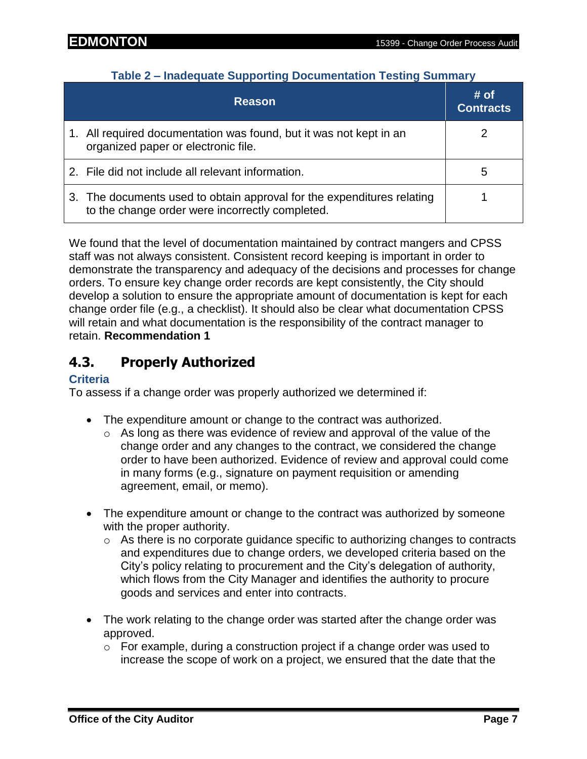**Table 2 – Inadequate Supporting Documentation Testing Summary**

| Reason | # of Contracts |
|---|---|
| 1. All required documentation was found, but it was not kept in an organized paper or electronic file. | 2 |
| 2. File did not include all relevant information. | 5 |
| 3. The documents used to obtain approval for the expenditures relating to the change order were incorrectly completed. | 1 |

We found that the level of documentation maintained by contract mangers and CPSS staff was not always consistent. Consistent record keeping is important in order to demonstrate the transparency and adequacy of the decisions and processes for change orders. To ensure key change order records are kept consistently, the City should develop a solution to ensure the appropriate amount of documentation is kept for each change order file (e.g., a checklist). It should also be clear what documentation CPSS will retain and what documentation is the responsibility of the contract manager to retain. **Recommendation 1**

## 4.3. Properly Authorized

### Criteria

To assess if a change order was properly authorized we determined if:

- The expenditure amount or change to the contract was authorized.
  - As long as there was evidence of review and approval of the value of the change order and any changes to the contract, we considered the change order to have been authorized. Evidence of review and approval could come in many forms (e.g., signature on payment requisition or amending agreement, email, or memo).
- The expenditure amount or change to the contract was authorized by someone with the proper authority.
  - As there is no corporate guidance specific to authorizing changes to contracts and expenditures due to change orders, we developed criteria based on the City's policy relating to procurement and the City's delegation of authority, which flows from the City Manager and identifies the authority to procure goods and services and enter into contracts.
- The work relating to the change order was started after the change order was approved.
  - For example, during a construction project if a change order was used to increase the scope of work on a project, we ensured that the date that the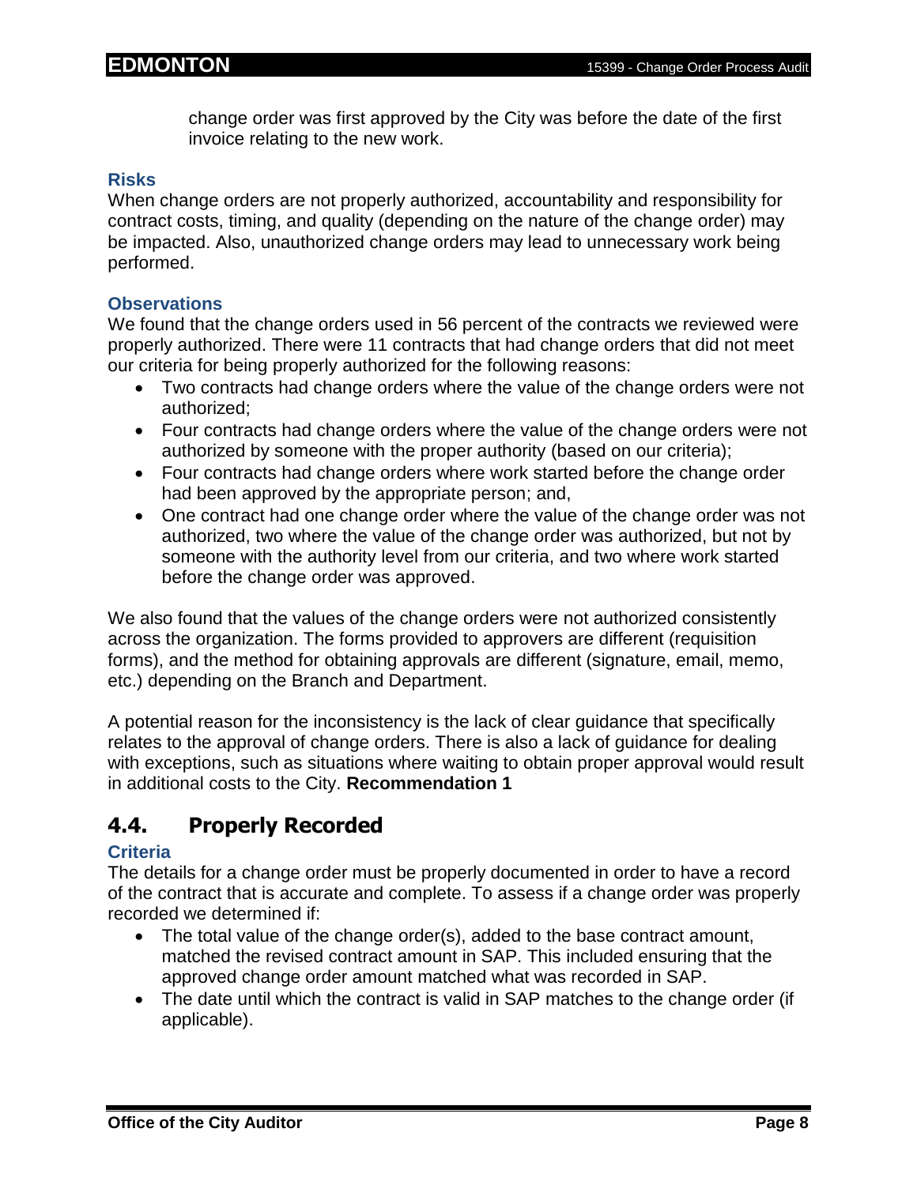change order was first approved by the City was before the date of the first invoice relating to the new work.

### Risks

When change orders are not properly authorized, accountability and responsibility for contract costs, timing, and quality (depending on the nature of the change order) may be impacted. Also, unauthorized change orders may lead to unnecessary work being performed.

### Observations

We found that the change orders used in 56 percent of the contracts we reviewed were properly authorized. There were 11 contracts that had change orders that did not meet our criteria for being properly authorized for the following reasons:

- Two contracts had change orders where the value of the change orders were not authorized;
- Four contracts had change orders where the value of the change orders were not authorized by someone with the proper authority (based on our criteria);
- Four contracts had change orders where work started before the change order had been approved by the appropriate person; and,
- One contract had one change order where the value of the change order was not authorized, two where the value of the change order was authorized, but not by someone with the authority level from our criteria, and two where work started before the change order was approved.

We also found that the values of the change orders were not authorized consistently across the organization. The forms provided to approvers are different (requisition forms), and the method for obtaining approvals are different (signature, email, memo, etc.) depending on the Branch and Department.

A potential reason for the inconsistency is the lack of clear guidance that specifically relates to the approval of change orders. There is also a lack of guidance for dealing with exceptions, such as situations where waiting to obtain proper approval would result in additional costs to the City. **Recommendation 1**

## 4.4. Properly Recorded

### Criteria

The details for a change order must be properly documented in order to have a record of the contract that is accurate and complete. To assess if a change order was properly recorded we determined if:

- The total value of the change order(s), added to the base contract amount, matched the revised contract amount in SAP. This included ensuring that the approved change order amount matched what was recorded in SAP.
- The date until which the contract is valid in SAP matches to the change order (if applicable).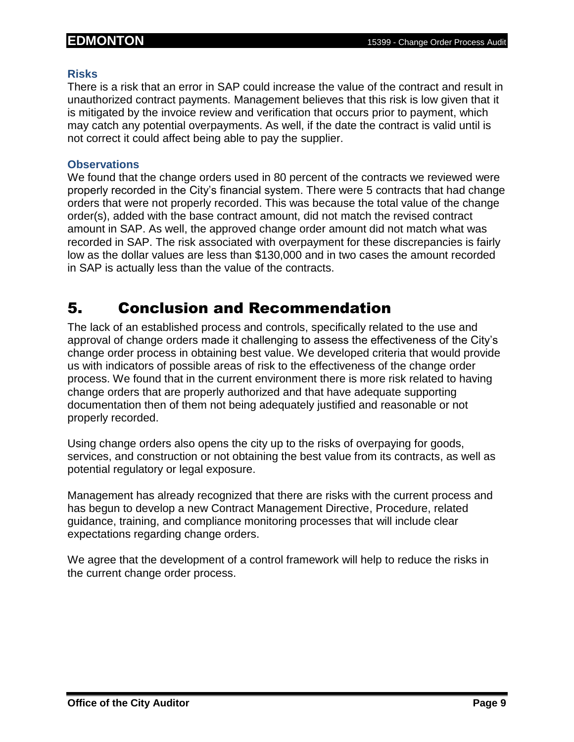### Risks

There is a risk that an error in SAP could increase the value of the contract and result in unauthorized contract payments. Management believes that this risk is low given that it is mitigated by the invoice review and verification that occurs prior to payment, which may catch any potential overpayments. As well, if the date the contract is valid until is not correct it could affect being able to pay the supplier.

### Observations

We found that the change orders used in 80 percent of the contracts we reviewed were properly recorded in the City's financial system. There were 5 contracts that had change orders that were not properly recorded. This was because the total value of the change order(s), added with the base contract amount, did not match the revised contract amount in SAP. As well, the approved change order amount did not match what was recorded in SAP. The risk associated with overpayment for these discrepancies is fairly low as the dollar values are less than $130,000 and in two cases the amount recorded in SAP is actually less than the value of the contracts.

# 5. Conclusion and Recommendation

The lack of an established process and controls, specifically related to the use and approval of change orders made it challenging to assess the effectiveness of the City's change order process in obtaining best value. We developed criteria that would provide us with indicators of possible areas of risk to the effectiveness of the change order process. We found that in the current environment there is more risk related to having change orders that are properly authorized and that have adequate supporting documentation then of them not being adequately justified and reasonable or not properly recorded.

Using change orders also opens the city up to the risks of overpaying for goods, services, and construction or not obtaining the best value from its contracts, as well as potential regulatory or legal exposure.

Management has already recognized that there are risks with the current process and has begun to develop a new Contract Management Directive, Procedure, related guidance, training, and compliance monitoring processes that will include clear expectations regarding change orders.

We agree that the development of a control framework will help to reduce the risks in the current change order process.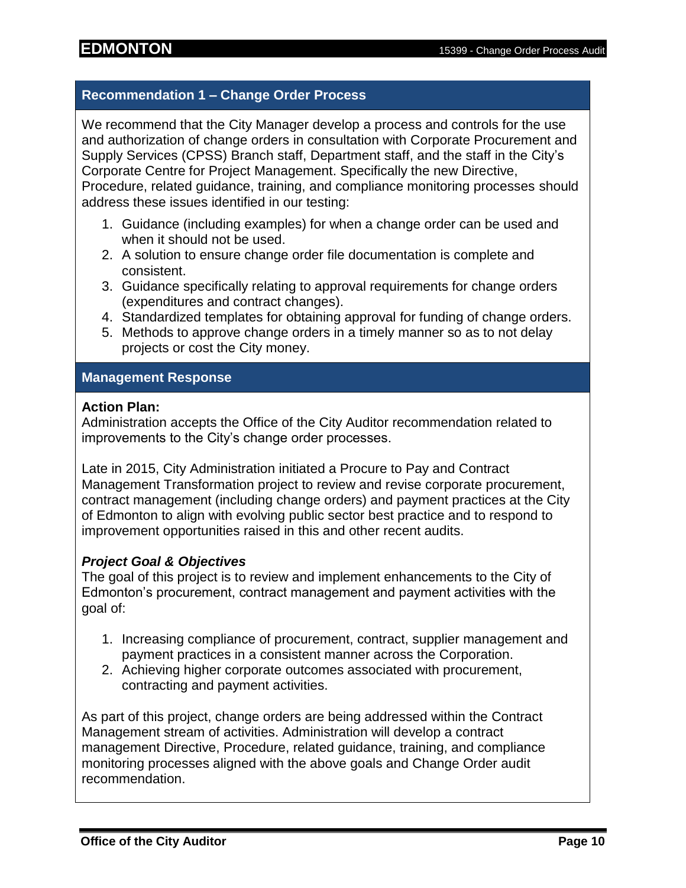## Recommendation 1 – Change Order Process

We recommend that the City Manager develop a process and controls for the use and authorization of change orders in consultation with Corporate Procurement and Supply Services (CPSS) Branch staff, Department staff, and the staff in the City's Corporate Centre for Project Management. Specifically the new Directive, Procedure, related guidance, training, and compliance monitoring processes should address these issues identified in our testing:

1. Guidance (including examples) for when a change order can be used and when it should not be used.
2. A solution to ensure change order file documentation is complete and consistent.
3. Guidance specifically relating to approval requirements for change orders (expenditures and contract changes).
4. Standardized templates for obtaining approval for funding of change orders.
5. Methods to approve change orders in a timely manner so as to not delay projects or cost the City money.

## Management Response

**Action Plan:**
Administration accepts the Office of the City Auditor recommendation related to improvements to the City's change order processes.

Late in 2015, City Administration initiated a Procure to Pay and Contract Management Transformation project to review and revise corporate procurement, contract management (including change orders) and payment practices at the City of Edmonton to align with evolving public sector best practice and to respond to improvement opportunities raised in this and other recent audits.

***Project Goal & Objectives***
The goal of this project is to review and implement enhancements to the City of Edmonton's procurement, contract management and payment activities with the goal of:

1. Increasing compliance of procurement, contract, supplier management and payment practices in a consistent manner across the Corporation.
2. Achieving higher corporate outcomes associated with procurement, contracting and payment activities.

As part of this project, change orders are being addressed within the Contract Management stream of activities. Administration will develop a contract management Directive, Procedure, related guidance, training, and compliance monitoring processes aligned with the above goals and Change Order audit recommendation.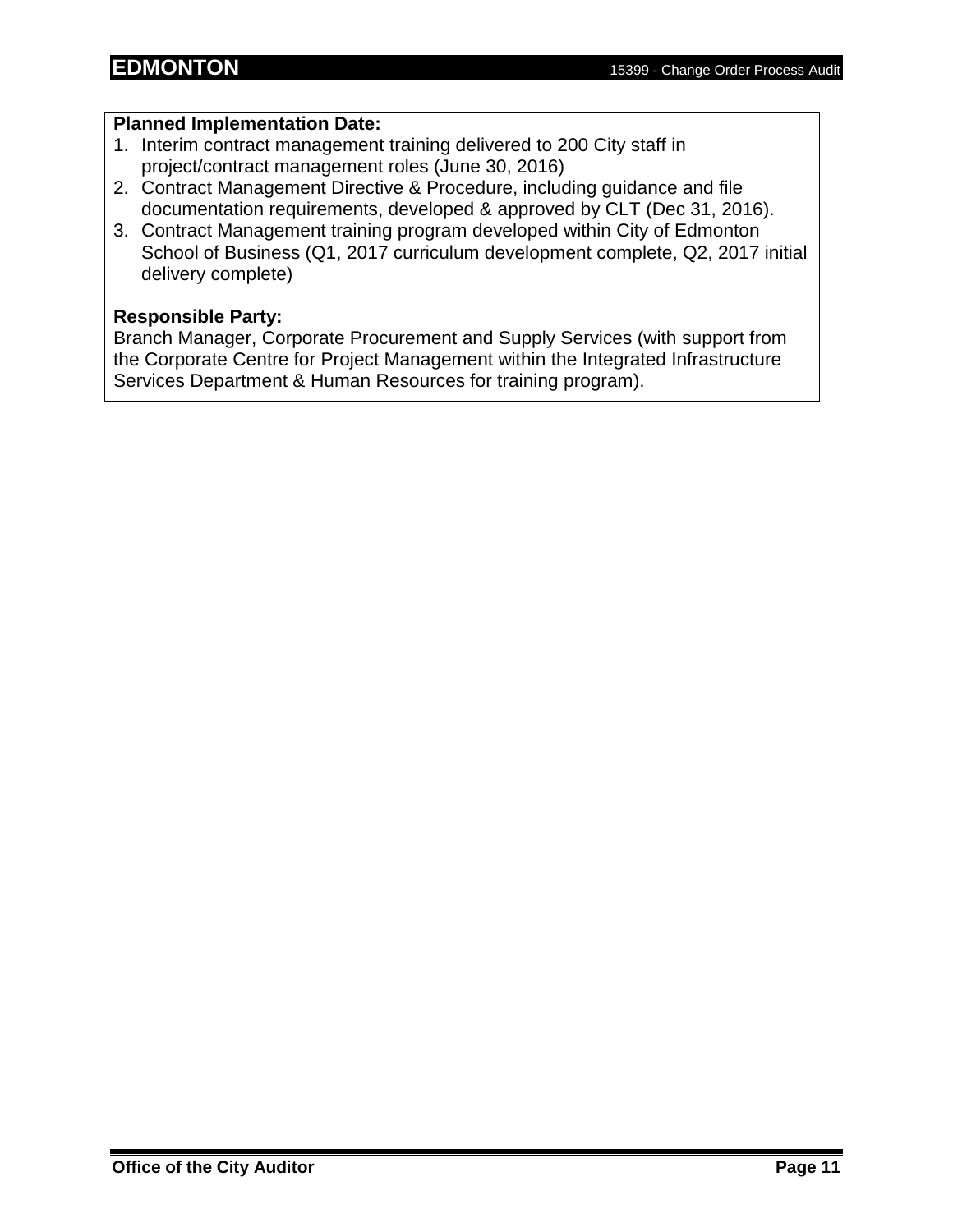**Planned Implementation Date:**

1. Interim contract management training delivered to 200 City staff in project/contract management roles (June 30, 2016)
2. Contract Management Directive & Procedure, including guidance and file documentation requirements, developed & approved by CLT (Dec 31, 2016).
3. Contract Management training program developed within City of Edmonton School of Business (Q1, 2017 curriculum development complete, Q2, 2017 initial delivery complete)

**Responsible Party:**

Branch Manager, Corporate Procurement and Supply Services (with support from the Corporate Centre for Project Management within the Integrated Infrastructure Services Department & Human Resources for training program).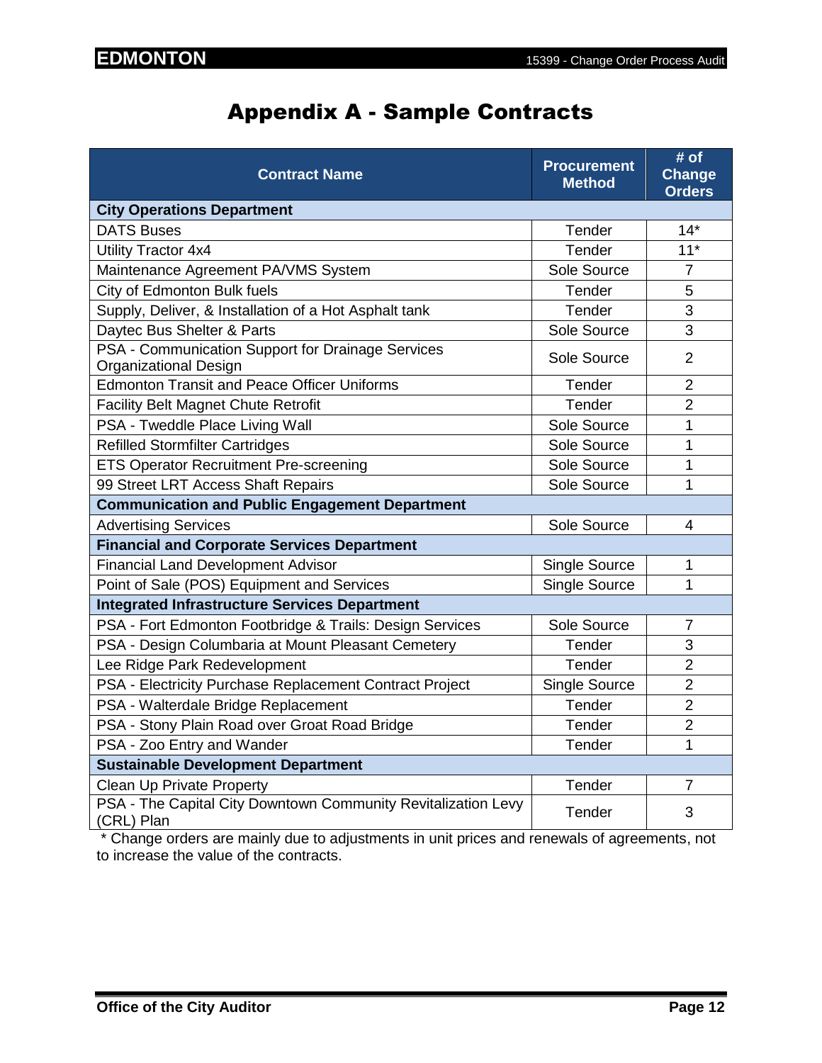# Appendix A - Sample Contracts

| Contract Name | Procurement Method | # of Change Orders |
|---|---|---|
| **City Operations Department** | | |
| DATS Buses | Tender | 14* |
| Utility Tractor 4x4 | Tender | 11* |
| Maintenance Agreement PA/VMS System | Sole Source | 7 |
| City of Edmonton Bulk fuels | Tender | 5 |
| Supply, Deliver, & Installation of a Hot Asphalt tank | Tender | 3 |
| Daytec Bus Shelter & Parts | Sole Source | 3 |
| PSA - Communication Support for Drainage Services Organizational Design | Sole Source | 2 |
| Edmonton Transit and Peace Officer Uniforms | Tender | 2 |
| Facility Belt Magnet Chute Retrofit | Tender | 2 |
| PSA - Tweddle Place Living Wall | Sole Source | 1 |
| Refilled Stormfilter Cartridges | Sole Source | 1 |
| ETS Operator Recruitment Pre-screening | Sole Source | 1 |
| 99 Street LRT Access Shaft Repairs | Sole Source | 1 |
| **Communication and Public Engagement Department** | | |
| Advertising Services | Sole Source | 4 |
| **Financial and Corporate Services Department** | | |
| Financial Land Development Advisor | Single Source | 1 |
| Point of Sale (POS) Equipment and Services | Single Source | 1 |
| **Integrated Infrastructure Services Department** | | |
| PSA - Fort Edmonton Footbridge & Trails: Design Services | Sole Source | 7 |
| PSA - Design Columbaria at Mount Pleasant Cemetery | Tender | 3 |
| Lee Ridge Park Redevelopment | Tender | 2 |
| PSA - Electricity Purchase Replacement Contract Project | Single Source | 2 |
| PSA - Walterdale Bridge Replacement | Tender | 2 |
| PSA - Stony Plain Road over Groat Road Bridge | Tender | 2 |
| PSA - Zoo Entry and Wander | Tender | 1 |
| **Sustainable Development Department** | | |
| Clean Up Private Property | Tender | 7 |
| PSA - The Capital City Downtown Community Revitalization Levy (CRL) Plan | Tender | 3 |

* Change orders are mainly due to adjustments in unit prices and renewals of agreements, not to increase the value of the contracts.